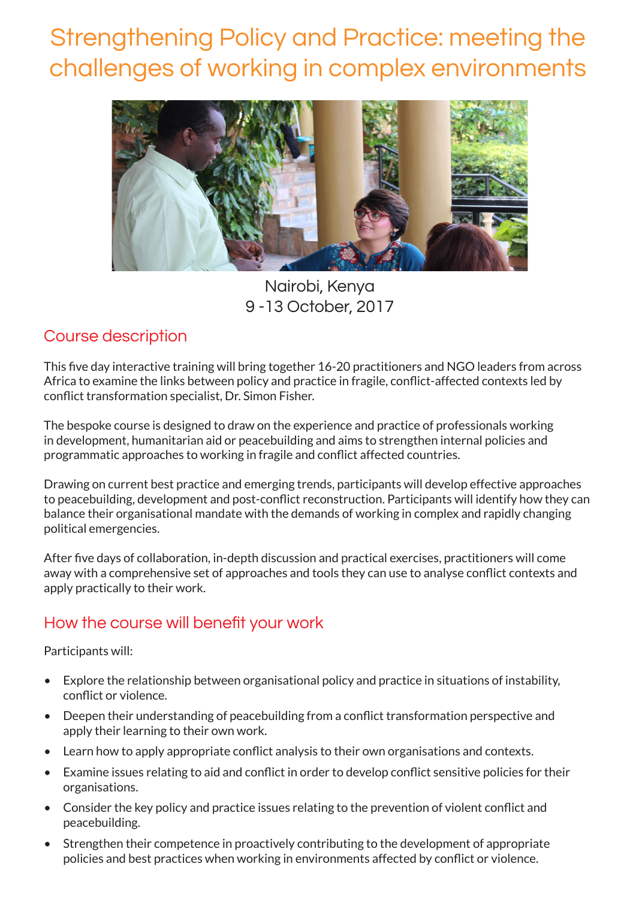# Strengthening Policy and Practice: meeting the challenges of working in complex environments

Nairobi, Kenya
9 -13 October, 2017

## Course description

This five day interactive training will bring together 16-20 practitioners and NGO leaders from across Africa to examine the links between policy and practice in fragile, conflict-affected contexts led by conflict transformation specialist, Dr. Simon Fisher.

The bespoke course is designed to draw on the experience and practice of professionals working in development, humanitarian aid or peacebuilding and aims to strengthen internal policies and programmatic approaches to working in fragile and conflict affected countries.

Drawing on current best practice and emerging trends, participants will develop effective approaches to peacebuilding, development and post-conflict reconstruction. Participants will identify how they can balance their organisational mandate with the demands of working in complex and rapidly changing political emergencies.

After five days of collaboration, in-depth discussion and practical exercises, practitioners will come away with a comprehensive set of approaches and tools they can use to analyse conflict contexts and apply practically to their work.

## How the course will benefit your work

Participants will:

- Explore the relationship between organisational policy and practice in situations of instability, conflict or violence.
- Deepen their understanding of peacebuilding from a conflict transformation perspective and apply their learning to their own work.
- Learn how to apply appropriate conflict analysis to their own organisations and contexts.
- Examine issues relating to aid and conflict in order to develop conflict sensitive policies for their organisations.
- Consider the key policy and practice issues relating to the prevention of violent conflict and peacebuilding.
- Strengthen their competence in proactively contributing to the development of appropriate policies and best practices when working in environments affected by conflict or violence.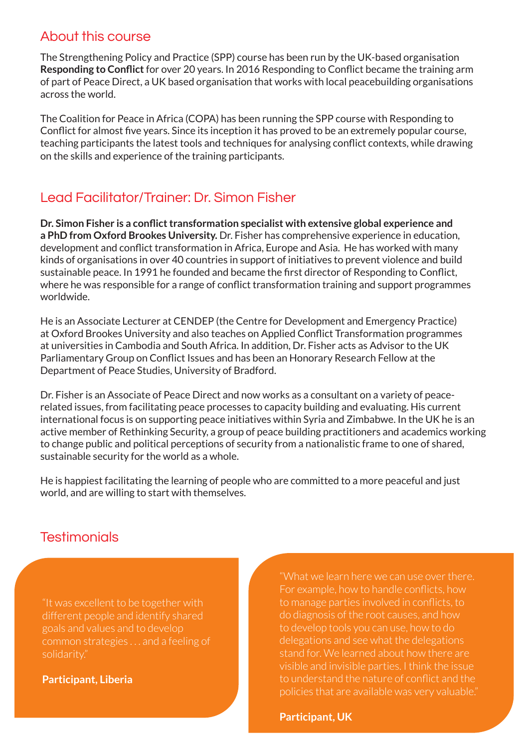## About this course

The Strengthening Policy and Practice (SPP) course has been run by the UK-based organisation **Responding to Conflict** for over 20 years. In 2016 Responding to Conflict became the training arm of part of Peace Direct, a UK based organisation that works with local peacebuilding organisations across the world.

The Coalition for Peace in Africa (COPA) has been running the SPP course with Responding to Conflict for almost five years. Since its inception it has proved to be an extremely popular course, teaching participants the latest tools and techniques for analysing conflict contexts, while drawing on the skills and experience of the training participants.

## Lead Facilitator/Trainer: Dr. Simon Fisher

**Dr. Simon Fisher is a conflict transformation specialist with extensive global experience and a PhD from Oxford Brookes University.** Dr. Fisher has comprehensive experience in education, development and conflict transformation in Africa, Europe and Asia. He has worked with many kinds of organisations in over 40 countries in support of initiatives to prevent violence and build sustainable peace. In 1991 he founded and became the first director of Responding to Conflict, where he was responsible for a range of conflict transformation training and support programmes worldwide.

He is an Associate Lecturer at CENDEP (the Centre for Development and Emergency Practice) at Oxford Brookes University and also teaches on Applied Conflict Transformation programmes at universities in Cambodia and South Africa. In addition, Dr. Fisher acts as Advisor to the UK Parliamentary Group on Conflict Issues and has been an Honorary Research Fellow at the Department of Peace Studies, University of Bradford.

Dr. Fisher is an Associate of Peace Direct and now works as a consultant on a variety of peace-related issues, from facilitating peace processes to capacity building and evaluating. His current international focus is on supporting peace initiatives within Syria and Zimbabwe. In the UK he is an active member of Rethinking Security, a group of peace building practitioners and academics working to change public and political perceptions of security from a nationalistic frame to one of shared, sustainable security for the world as a whole.

He is happiest facilitating the learning of people who are committed to a more peaceful and just world, and are willing to start with themselves.

## Testimonials

"It was excellent to be together with different people and identify shared goals and values and to develop common strategies . . . and a feeling of solidarity."

**Participant, Liberia**

"What we learn here we can use over there. For example, how to handle conflicts, how to manage parties involved in conflicts, to do diagnosis of the root causes, and how to develop tools you can use, how to do delegations and see what the delegations stand for. We learned about how there are visible and invisible parties. I think the issue to understand the nature of conflict and the policies that are available was very valuable."

**Participant, UK**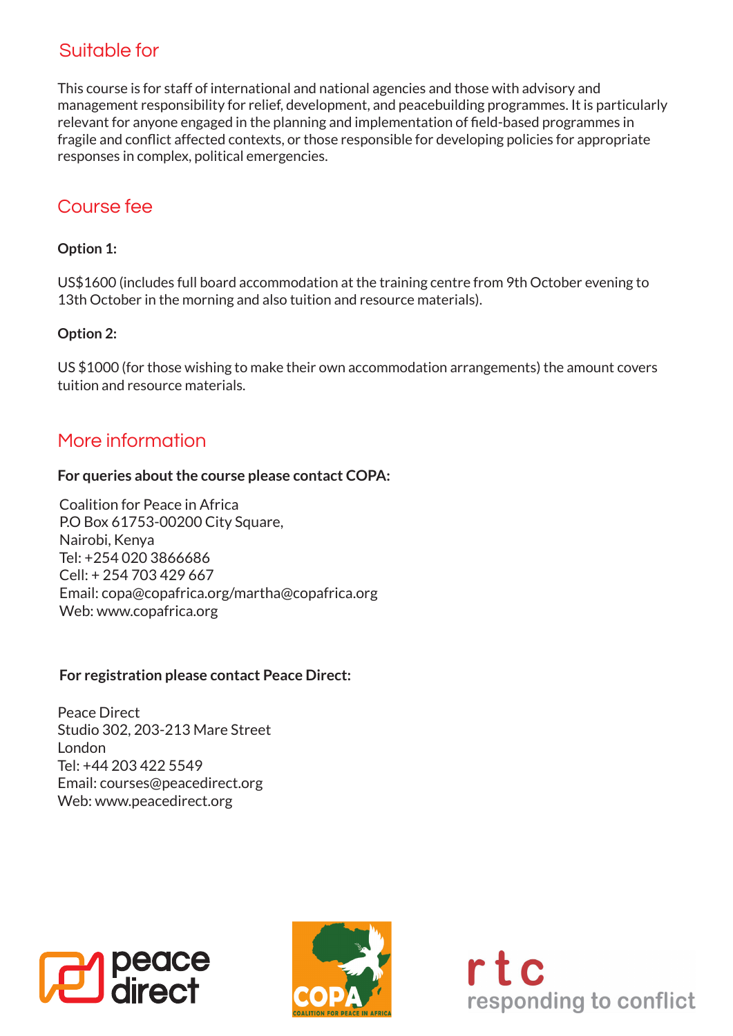## Suitable for

This course is for staff of international and national agencies and those with advisory and management responsibility for relief, development, and peacebuilding programmes. It is particularly relevant for anyone engaged in the planning and implementation of field-based programmes in fragile and conflict affected contexts, or those responsible for developing policies for appropriate responses in complex, political emergencies.

## Course fee

**Option 1:**

US$1600 (includes full board accommodation at the training centre from 9th October evening to 13th October in the morning and also tuition and resource materials).

**Option 2:**

US $1000 (for those wishing to make their own accommodation arrangements) the amount covers tuition and resource materials.

## More information

**For queries about the course please contact COPA:**

Coalition for Peace in Africa
P.O Box 61753-00200 City Square,
Nairobi, Kenya
Tel: +254 020 3866686
Cell: + 254 703 429 667
Email: copa@copafrica.org/martha@copafrica.org
Web: www.copafrica.org

**For registration please contact Peace Direct:**

Peace Direct
Studio 302, 203-213 Mare Street
London
Tel: +44 203 422 5549
Email: courses@peacedirect.org
Web: www.peacedirect.org

peace direct

COPA
COALITION FOR PEACE IN AFRICA

rtc
responding to conflict